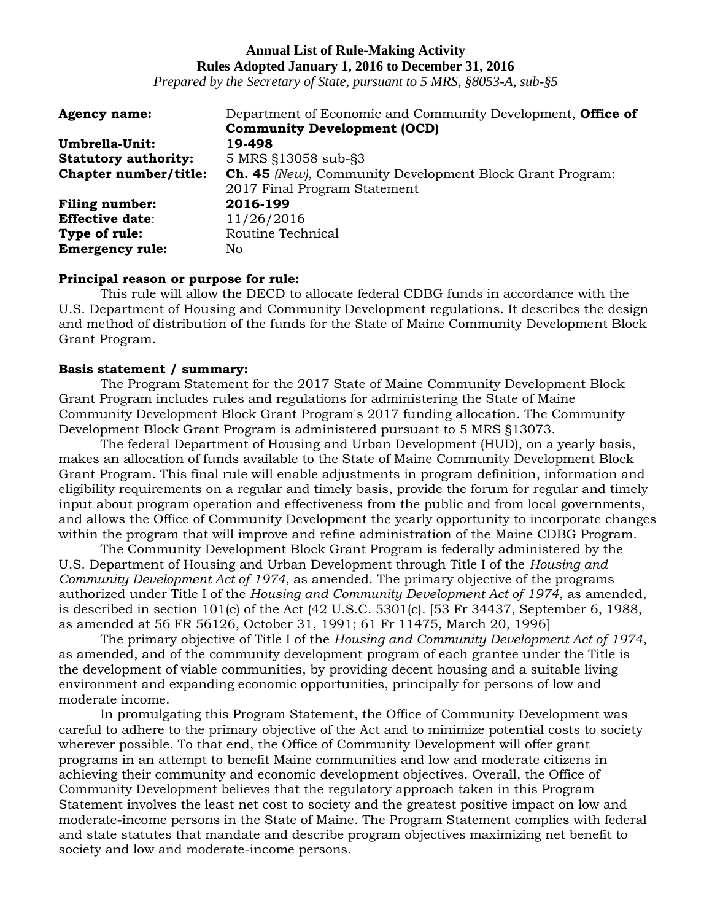**Annual List of Rule-Making Activity**
**Rules Adopted January 1, 2016 to December 31, 2016**
*Prepared by the Secretary of State, pursuant to 5 MRS, §8053-A, sub-§5*

| | |
|---|---|
| **Agency name:** | Department of Economic and Community Development, **Office of Community Development (OCD)** |
| **Umbrella-Unit:** | **19-498** |
| **Statutory authority:** | 5 MRS §13058 sub-§3 |
| **Chapter number/title:** | **Ch. 45** *(New)*, Community Development Block Grant Program: 2017 Final Program Statement |
| **Filing number:** | **2016-199** |
| **Effective date**: | 11/26/2016 |
| **Type of rule:** | Routine Technical |
| **Emergency rule:** | No |

**Principal reason or purpose for rule:**

This rule will allow the DECD to allocate federal CDBG funds in accordance with the U.S. Department of Housing and Community Development regulations. It describes the design and method of distribution of the funds for the State of Maine Community Development Block Grant Program.

**Basis statement / summary:**

The Program Statement for the 2017 State of Maine Community Development Block Grant Program includes rules and regulations for administering the State of Maine Community Development Block Grant Program's 2017 funding allocation. The Community Development Block Grant Program is administered pursuant to 5 MRS §13073.

The federal Department of Housing and Urban Development (HUD), on a yearly basis, makes an allocation of funds available to the State of Maine Community Development Block Grant Program. This final rule will enable adjustments in program definition, information and eligibility requirements on a regular and timely basis, provide the forum for regular and timely input about program operation and effectiveness from the public and from local governments, and allows the Office of Community Development the yearly opportunity to incorporate changes within the program that will improve and refine administration of the Maine CDBG Program.

The Community Development Block Grant Program is federally administered by the U.S. Department of Housing and Urban Development through Title I of the *Housing and Community Development Act of 1974*, as amended. The primary objective of the programs authorized under Title I of the *Housing and Community Development Act of 1974*, as amended, is described in section 101(c) of the Act (42 U.S.C. 5301(c). [53 Fr 34437, September 6, 1988, as amended at 56 FR 56126, October 31, 1991; 61 Fr 11475, March 20, 1996]

The primary objective of Title I of the *Housing and Community Development Act of 1974*, as amended, and of the community development program of each grantee under the Title is the development of viable communities, by providing decent housing and a suitable living environment and expanding economic opportunities, principally for persons of low and moderate income.

In promulgating this Program Statement, the Office of Community Development was careful to adhere to the primary objective of the Act and to minimize potential costs to society wherever possible. To that end, the Office of Community Development will offer grant programs in an attempt to benefit Maine communities and low and moderate citizens in achieving their community and economic development objectives. Overall, the Office of Community Development believes that the regulatory approach taken in this Program Statement involves the least net cost to society and the greatest positive impact on low and moderate-income persons in the State of Maine. The Program Statement complies with federal and state statutes that mandate and describe program objectives maximizing net benefit to society and low and moderate-income persons.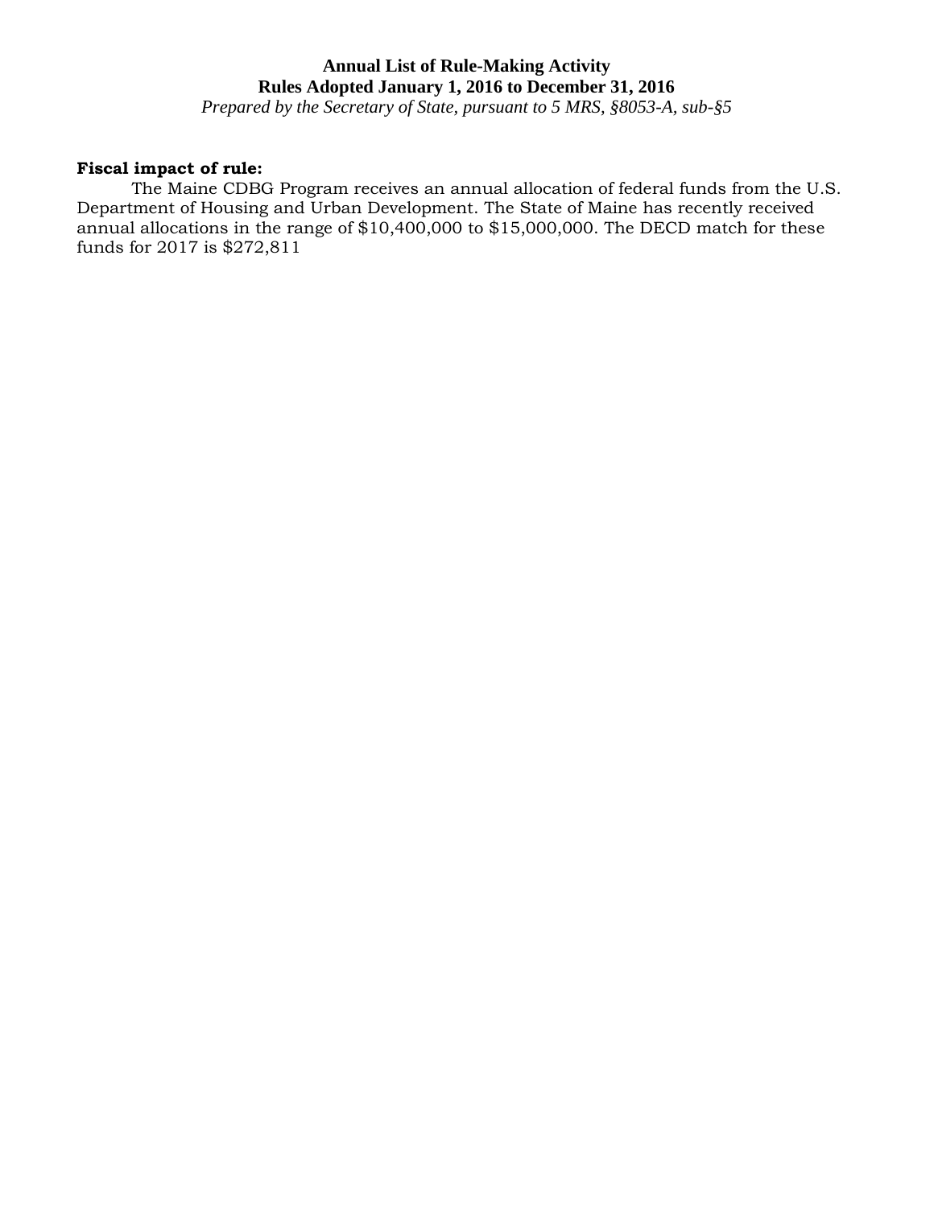**Fiscal impact of rule:**

The Maine CDBG Program receives an annual allocation of federal funds from the U.S. Department of Housing and Urban Development. The State of Maine has recently received annual allocations in the range of $10,400,000 to $15,000,000. The DECD match for these funds for 2017 is $272,811